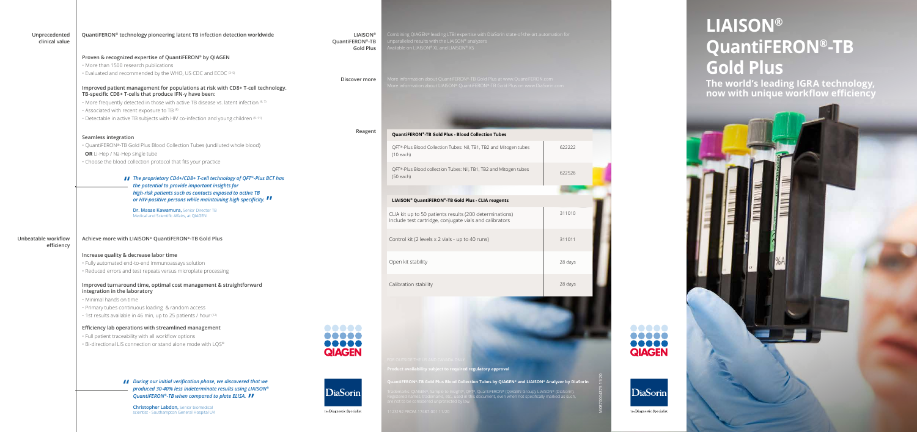# LIAISON® QuantiFERON®-TB Gold Plus

**The world's leading IGRA technology, now with unique workflow efficiency**

## Unprecedented clinical value

### QuantiFERON® technology pioneering latent TB infection detection worldwide

**Proven & recognized expertise of QuantiFERON® by QIAGEN**

- More than 1500 research publications
- Evaluated and recommended by the WHO, US CDC and ECDC [3-5]

**Improved patient management for populations at risk with CD8+ T-cell technology. TB-specific CD8+ T-cells that produce IFN-γ have been:**

- More frequently detected in those with active TB disease vs. latent infection [6, 7]
- Associated with recent exposure to TB [8]
- Detectable in active TB subjects with HIV co-infection and young children [9-11]

**Seamless integration**

- QuantiFERON®-TB Gold Plus Blood Collection Tubes (undiluted whole blood) **OR** Li-Hep / Na-Hep single tube
- Choose the blood collection protocol that fits your practice

> *"The proprietary CD4+/CD8+ T-cell technology of QFT®-Plus BCT has the potential to provide important insights for high-risk patients such as contacts exposed to active TB or HIV-positive persons while maintaining high specificity."*
>
> **Dr. Masae Kawamura,** Senior Director TB Medical and Scientific Affairs, at QIAGEN

## Unbeatable workflow efficiency

### Achieve more with LIAISON® QuantiFERON®-TB Gold Plus

**Increase quality & decrease labor time**

- Fully automated end-to-end immunoassays solution
- Reduced errors and test repeats versus microplate processing

**Improved turnaround time, optimal cost management & straightforward integration in the laboratory**

- Minimal hands on time
- Primary tubes continuous loading & random access
- 1st results available in 46 min, up to 25 patients / hour [12]

**Efficiency lab operations with streamlined management**

- Full patient traceability with all workflow options
- Bi-directional LIS connection or stand alone mode with LQS®

> *"During our initial verification phase, we discovered that we produced 30-40% less indeterminate results using LIAISON® QuantiFERON®-TB when compared to plate ELISA."*
>
> **Christopher Labdon,** Senior biomedical scientist - Southampton General Hospital UK

## LIAISON® QuantiFERON®-TB Gold Plus

Combining QIAGEN® leading LTBI expertise with DiaSorin state-of-the-art automation for unparalleled results with the LIAISON® analyzers
Available on LIAISON® XL and LIAISON® XS

## Discover more

More information about QuantiFERON®-TB Gold Plus at www.QuantiFERON.com
More information about LIAISON® QuantiFERON®-TB Gold Plus on www.DiaSorin.com

## Reagent

| QuantiFERON®-TB Gold Plus - Blood Collection Tubes | |
|---|---|
| QFT®-Plus Blood Collection Tubes: Nil, TB1, TB2 and Mitogen tubes (10 each) | 622222 |
| QFT®-Plus Blood collection Tubes: Nil, TB1, TB2 and Mitogen tubes (50 each) | 622526 |

| LIAISON® QuantiFERON®-TB Gold Plus - CLIA reagents | |
|---|---|
| CLIA kit up to 50 patients results (200 determinations) Include test cartridge, conjugate vials and calibrators | 311010 |
| Control kit (2 levels x 2 vials - up to 40 runs) | 311011 |
| Open kit stability | 28 days |
| Calibration stability | 28 days |

QIAGEN

DiaSorin
The Diagnostic Specialist

FOR OUTSIDE THE US AND CANADA ONLY

**Product availability subject to required regulatory approval**

**QuantiFERON®-TB Gold Plus Blood Collection Tubes by QIAGEN® and LIAISON® Analyzer by DiaSorin**

Trademarks: QIAGEN®, Sample to Insight®, QFT®, QuantiFERON® (QIAGEN Group), LIAISON® (DiaSorin). Registered names, trademarks, etc. used in this document, even when not specifically marked as such, are not to be considered unprotected by law.

1125192 PROM-17487-001 11/20

M0870004375 11/20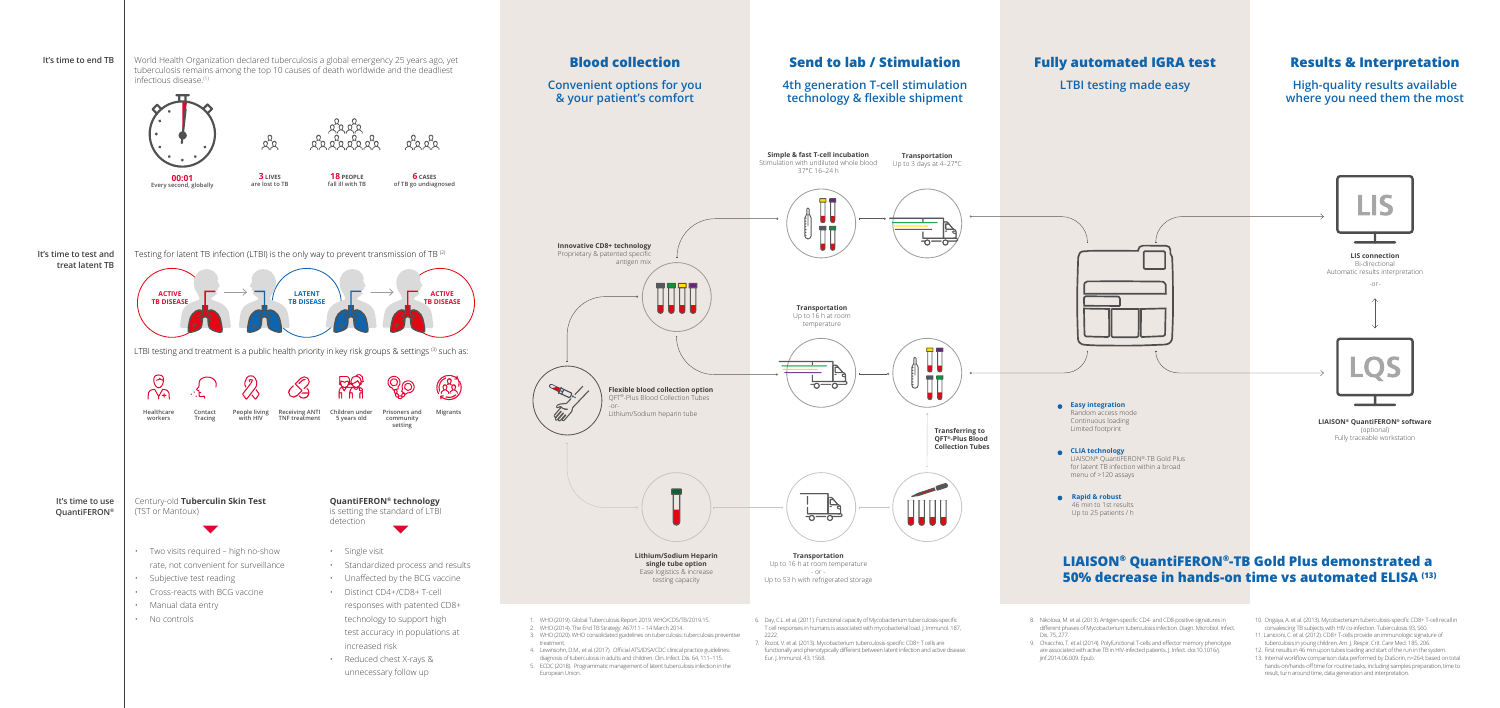**It's time to end TB**

World Health Organization declared tuberculosis a global emergency 25 years ago, yet tuberculosis remains among the top 10 causes of death worldwide and the deadliest infectious disease.[1]

**00:01** Every second, globally

**3 LIVES** are lost to TB

**18 PEOPLE** fall ill with TB

**6 CASES** of TB go undiagnosed

**It's time to test and treat latent TB**

Testing for latent TB infection (LTBI) is the only way to prevent transmission of TB [2]

ACTIVE TB DISEASE → LATENT TB DISEASE → ACTIVE TB DISEASE

LTBI testing and treatment is a public health priority in key risk groups & settings [3] such as:

- Healthcare workers
- Contact Tracing
- People living with HIV
- Receiving ANTI TNF treatment
- Children under 5 years old
- Prisoners and community setting
- Migrants

**It's time to use QuantiFERON®**

Century-old **Tuberculin Skin Test** (TST or Mantoux)

- Two visits required – high no-show rate, not convenient for surveillance
- Subjective test reading
- Cross-reacts with BCG vaccine
- Manual data entry
- No controls

**QuantiFERON® technology** is setting the standard of LTBI detection

- Single visit
- Standardized process and results
- Unaffected by the BCG vaccine
- Distinct CD4+/CD8+ T-cell responses with patented CD8+ technology to support high test accuracy in populations at increased risk
- Reduced chest X-rays & unnecessary follow up

## Blood collection

### Convenient options for you & your patient's comfort

**Innovative CD8+ technology**
Proprietary & patented specific antigen mix

**Flexible blood collection option**
QFT®-Plus Blood Collection Tubes
-or-
Lithium/Sodium heparin tube

**Lithium/Sodium Heparin single tube option**
Ease logistics & increase testing capacity

## Send to lab / Stimulation

### 4th generation T-cell stimulation technology & flexible shipment

**Simple & fast T-cell incubation**
Stimulation with undiluted whole blood
37°C 16–24 h

**Transportation**
Up to 3 days at 4–27°C

**Transportation**
Up to 16 h at room temperature

**Transferring to QFT®-Plus Blood Collection Tubes**

**Transportation**
Up to 16 h at room temperature
- or -
Up to 53 h with refrigerated storage

## Fully automated IGRA test

### LTBI testing made easy

- **Easy integration**
  Random access mode
  Continuous loading
  Limited footprint
- **CLIA technology**
  LIAISON® QuantiFERON®-TB Gold Plus for latent TB infection within a broad menu of >120 assays
- **Rapid & robust**
  46 min to 1st results
  Up to 25 patients / h

## Results & Interpretation

### High-quality results available where you need them the most

LIS

**LIS connection**
Bi-directional
Automatic results interpretation

-or-

LQS

**LIAISON® QuantiFERON® software**
(optional)
Fully traceable workstation

## LIAISON® QuantiFERON®-TB Gold Plus demonstrated a 50% decrease in hands-on time vs automated ELISA [13]

1. WHO (2019). Global Tuberculosis Report 2019. WHO/CDS/TB/2019.15.
2. WHO (2014). The End TB Strategy. A67/11 – 14 March 2014.
3. WHO (2020). WHO consolidated guidelines on tuberculosis: tuberculosis preventive treatment.
4. Lewinsohn, D.M., et al. (2017). Official ATS/IDSA/CDC clinical practice guidelines: diagnosis of tuberculosis in adults and children. Clin. Infect. Dis. 64, 111–115.
5. ECDC (2018). Programmatic management of latent tuberculosis infection in the European Union.
6. Day, C.L. et al. (2011). Functional capacity of Mycobacterium tuberculosis-specific T cell responses in humans is associated with mycobacterial load. J. Immunol. 187, 2222.
7. Rozot, V. et al. (2013). Mycobacterium tuberculosis-specific CD8+ T cells are functionally and phenotypically different between latent infection and active disease. Eur. J. Immunol. 43, 1568.
8. Nikolova, M. et al (2013). Antigen-specific CD4- and CD8-positive signatures in different phases of Mycobacterium tuberculosis infection. Diagn. Microbiol. Infect. Dis. 75, 277.
9. Chiacchio, T. et al (2014). Polyfunctional T-cells and effector memory phenotype are associated with active TB in HIV-infected patients. J. Infect. doi:10.1016/j.jinf.2014.06.009. Epub.
10. Ongaya, A. et al. (2013). Mycobacterium tuberculosis-specific CD8+ T cell recall in convalescing TB subjects with HIV co-infection. Tuberculosis 93, S60.
11. Lancioni, C. et al. (2012). CD8+ T cells provide an immunologic signature of tuberculosis in young children. Am. J. Respir. Crit. Care Med. 185, 206.
12. First results in 46 min upon tubes loading and start of the run in the system.
13. Internal workflow comparison data performed by DiaSorin, n=264, based on total hands-on/hands-off time for routine tasks, including samples preparation, time to result, turnaround time, data generation and interpretation.